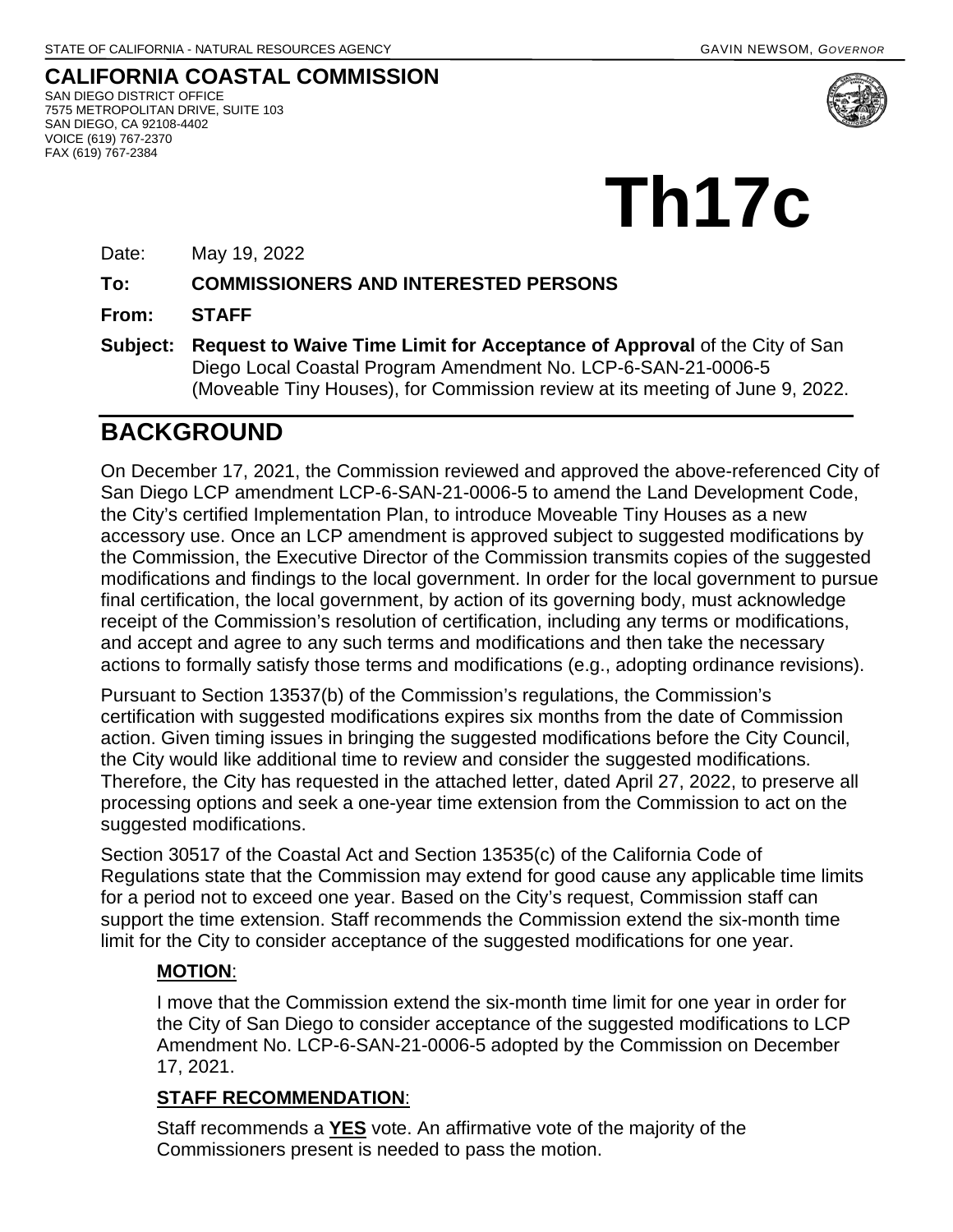STATE OF CALIFORNIA - NATURAL RESOURCES AGENCY GAVIN NEWSOM, *GOVERNOR*

**CALIFORNIA COASTAL COMMISSION**
SAN DIEGO DISTRICT OFFICE
7575 METROPOLITAN DRIVE, SUITE 103
SAN DIEGO, CA 92108-4402
VOICE (619) 767-2370
FAX (619) 767-2384

# Th17c

Date: May 19, 2022

**To: COMMISSIONERS AND INTERESTED PERSONS**

**From: STAFF**

**Subject: Request to Waive Time Limit for Acceptance of Approval** of the City of San Diego Local Coastal Program Amendment No. LCP-6-SAN-21-0006-5 (Moveable Tiny Houses), for Commission review at its meeting of June 9, 2022.

## BACKGROUND

On December 17, 2021, the Commission reviewed and approved the above-referenced City of San Diego LCP amendment LCP-6-SAN-21-0006-5 to amend the Land Development Code, the City's certified Implementation Plan, to introduce Moveable Tiny Houses as a new accessory use. Once an LCP amendment is approved subject to suggested modifications by the Commission, the Executive Director of the Commission transmits copies of the suggested modifications and findings to the local government. In order for the local government to pursue final certification, the local government, by action of its governing body, must acknowledge receipt of the Commission's resolution of certification, including any terms or modifications, and accept and agree to any such terms and modifications and then take the necessary actions to formally satisfy those terms and modifications (e.g., adopting ordinance revisions).

Pursuant to Section 13537(b) of the Commission's regulations, the Commission's certification with suggested modifications expires six months from the date of Commission action. Given timing issues in bringing the suggested modifications before the City Council, the City would like additional time to review and consider the suggested modifications. Therefore, the City has requested in the attached letter, dated April 27, 2022, to preserve all processing options and seek a one-year time extension from the Commission to act on the suggested modifications.

Section 30517 of the Coastal Act and Section 13535(c) of the California Code of Regulations state that the Commission may extend for good cause any applicable time limits for a period not to exceed one year. Based on the City's request, Commission staff can support the time extension. Staff recommends the Commission extend the six-month time limit for the City to consider acceptance of the suggested modifications for one year.

**MOTION**:

I move that the Commission extend the six-month time limit for one year in order for the City of San Diego to consider acceptance of the suggested modifications to LCP Amendment No. LCP-6-SAN-21-0006-5 adopted by the Commission on December 17, 2021.

**STAFF RECOMMENDATION**:

Staff recommends a **YES** vote. An affirmative vote of the majority of the Commissioners present is needed to pass the motion.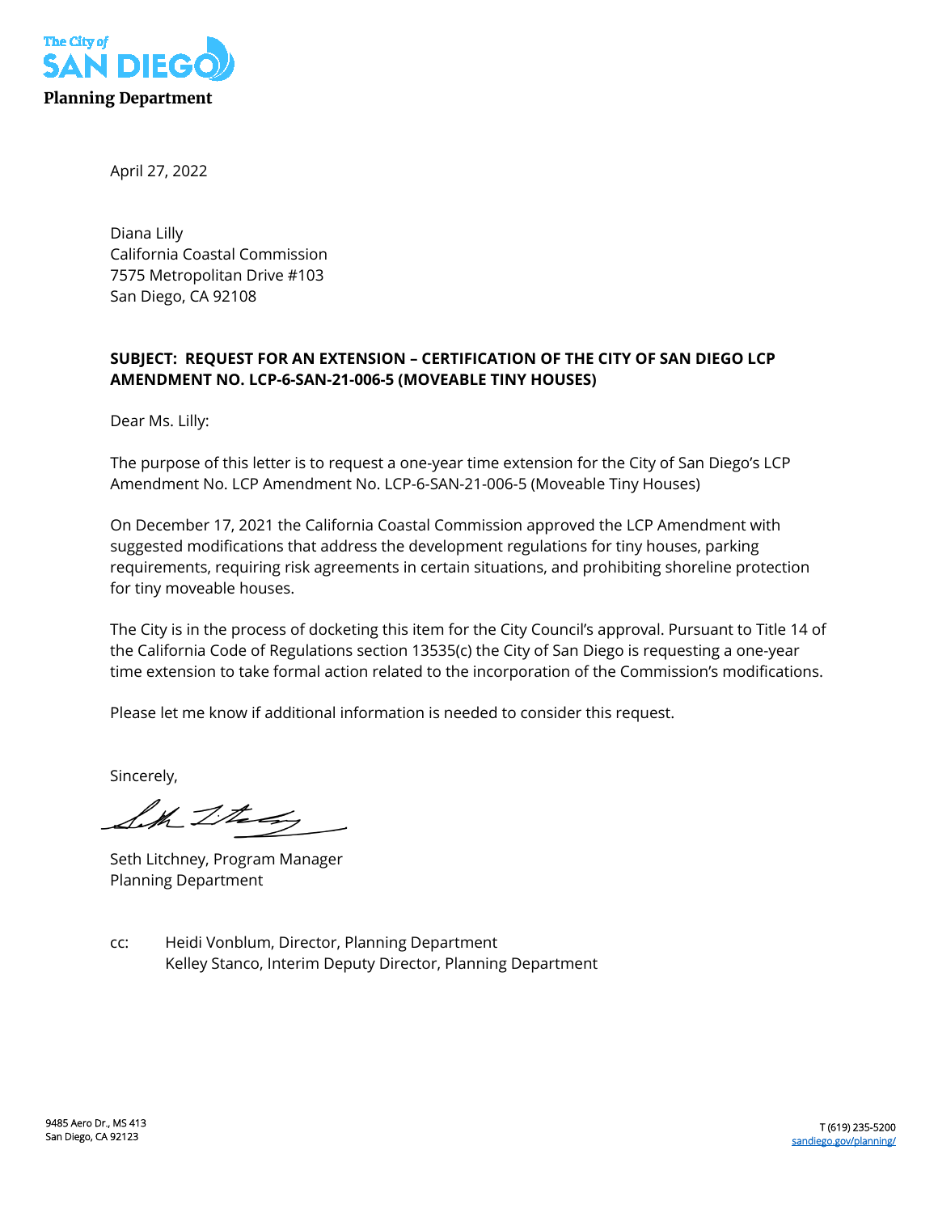The City of
SAN DIEGO
**Planning Department**

April 27, 2022

Diana Lilly
California Coastal Commission
7575 Metropolitan Drive #103
San Diego, CA 92108

**SUBJECT: REQUEST FOR AN EXTENSION – CERTIFICATION OF THE CITY OF SAN DIEGO LCP AMENDMENT NO. LCP-6-SAN-21-006-5 (MOVEABLE TINY HOUSES)**

Dear Ms. Lilly:

The purpose of this letter is to request a one-year time extension for the City of San Diego's LCP Amendment No. LCP Amendment No. LCP-6-SAN-21-006-5 (Moveable Tiny Houses)

On December 17, 2021 the California Coastal Commission approved the LCP Amendment with suggested modifications that address the development regulations for tiny houses, parking requirements, requiring risk agreements in certain situations, and prohibiting shoreline protection for tiny moveable houses.

The City is in the process of docketing this item for the City Council's approval. Pursuant to Title 14 of the California Code of Regulations section 13535(c) the City of San Diego is requesting a one-year time extension to take formal action related to the incorporation of the Commission's modifications.

Please let me know if additional information is needed to consider this request.

Sincerely,

Seth Litchney, Program Manager
Planning Department

cc: Heidi Vonblum, Director, Planning Department
Kelley Stanco, Interim Deputy Director, Planning Department

9485 Aero Dr., MS 413
San Diego, CA 92123

T (619) 235-5200
sandiego.gov/planning/